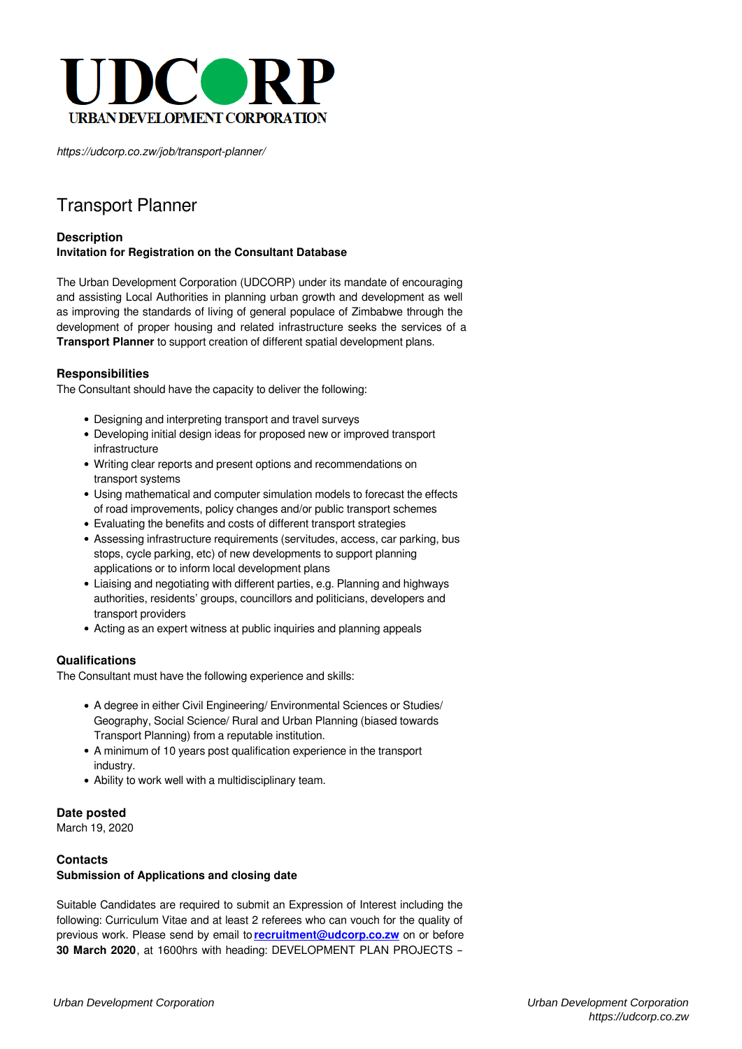# UDCORP

URBAN DEVELOPMENT CORPORATION

*https://udcorp.co.zw/job/transport-planner/*

## Transport Planner

**Description**

**Invitation for Registration on the Consultant Database**

The Urban Development Corporation (UDCORP) under its mandate of encouraging and assisting Local Authorities in planning urban growth and development as well as improving the standards of living of general populace of Zimbabwe through the development of proper housing and related infrastructure seeks the services of a **Transport Planner** to support creation of different spatial development plans.

**Responsibilities**

The Consultant should have the capacity to deliver the following:

- Designing and interpreting transport and travel surveys
- Developing initial design ideas for proposed new or improved transport infrastructure
- Writing clear reports and present options and recommendations on transport systems
- Using mathematical and computer simulation models to forecast the effects of road improvements, policy changes and/or public transport schemes
- Evaluating the benefits and costs of different transport strategies
- Assessing infrastructure requirements (servitudes, access, car parking, bus stops, cycle parking, etc) of new developments to support planning applications or to inform local development plans
- Liaising and negotiating with different parties, e.g. Planning and highways authorities, residents' groups, councillors and politicians, developers and transport providers
- Acting as an expert witness at public inquiries and planning appeals

**Qualifications**

The Consultant must have the following experience and skills:

- A degree in either Civil Engineering/ Environmental Sciences or Studies/ Geography, Social Science/ Rural and Urban Planning (biased towards Transport Planning) from a reputable institution.
- A minimum of 10 years post qualification experience in the transport industry.
- Ability to work well with a multidisciplinary team.

**Date posted**

March 19, 2020

**Contacts**

**Submission of Applications and closing date**

Suitable Candidates are required to submit an Expression of Interest including the following: Curriculum Vitae and at least 2 referees who can vouch for the quality of previous work. Please send by email to **recruitment@udcorp.co.zw** on or before **30 March 2020**, at 1600hrs with heading: DEVELOPMENT PLAN PROJECTS –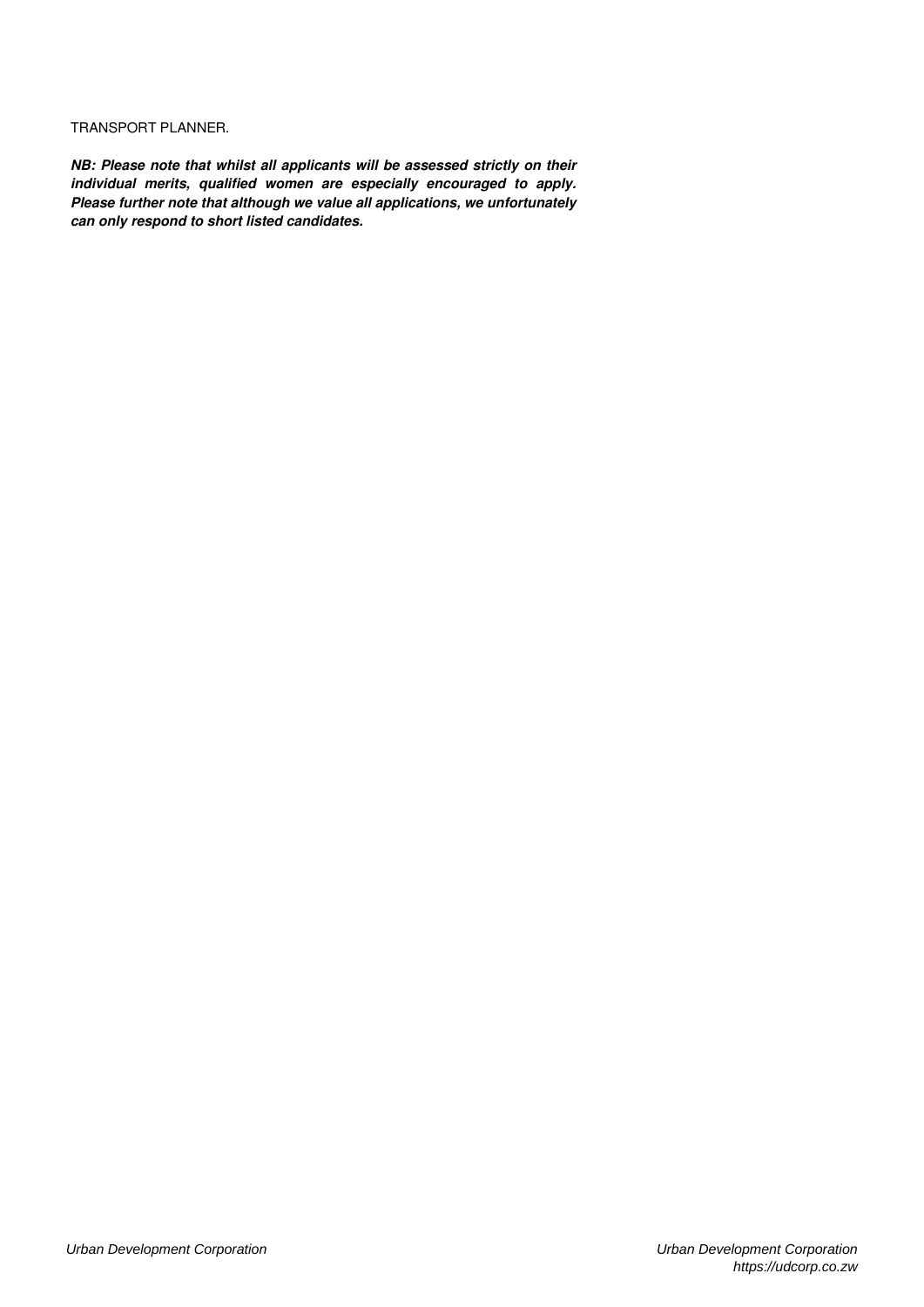TRANSPORT PLANNER.

***NB: Please note that whilst all applicants will be assessed strictly on their individual merits, qualified women are especially encouraged to apply. Please further note that although we value all applications, we unfortunately can only respond to short listed candidates.***